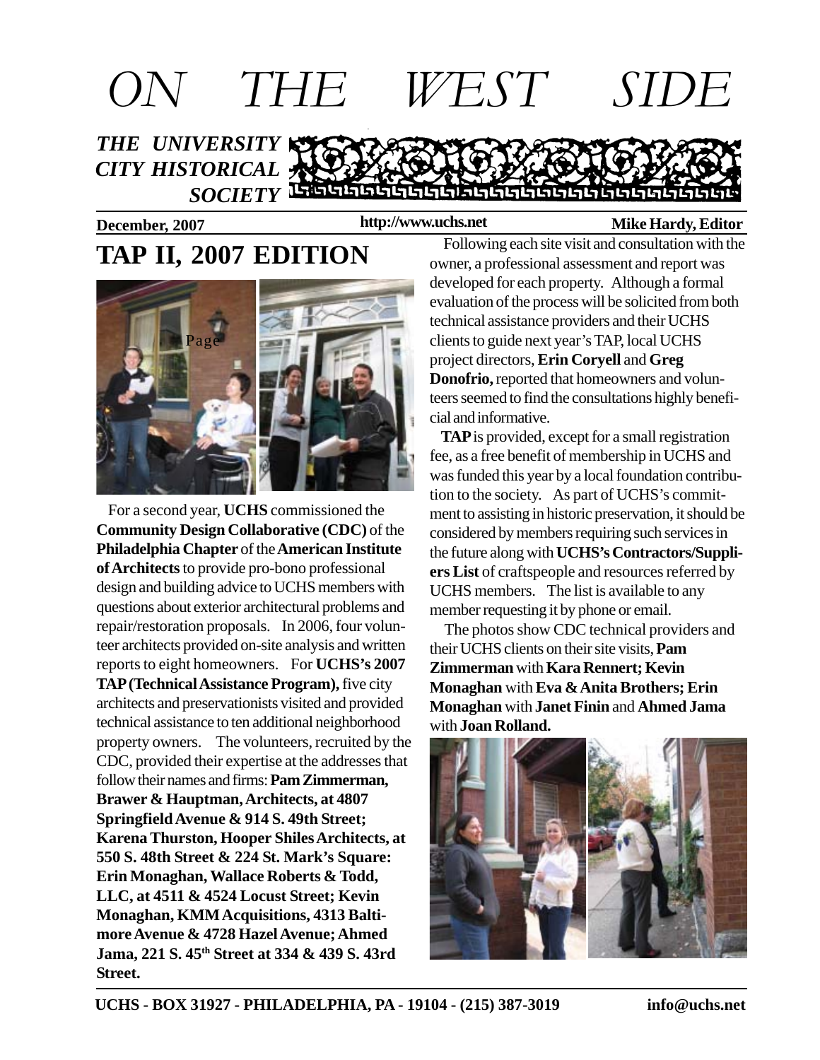# ON THE WEST SIDE

***THE UNIVERSITY CITY HISTORICAL SOCIETY***

**December, 2007** **http://www.uchs.net** **Mike Hardy, Editor**

## TAP II, 2007 EDITION

For a second year, **UCHS** commissioned the **Community Design Collaborative (CDC)** of the **Philadelphia Chapter** of the **American Institute of Architects** to provide pro-bono professional design and building advice to UCHS members with questions about exterior architectural problems and repair/restoration proposals. In 2006, four volunteer architects provided on-site analysis and written reports to eight homeowners. For **UCHS's 2007 TAP (Technical Assistance Program),** five city architects and preservationists visited and provided technical assistance to ten additional neighborhood property owners. The volunteers, recruited by the CDC, provided their expertise at the addresses that follow their names and firms: **Pam Zimmerman, Brawer & Hauptman, Architects, at 4807 Springfield Avenue & 914 S. 49th Street; Karena Thurston, Hooper Shiles Architects, at 550 S. 48th Street & 224 St. Mark's Square: Erin Monaghan, Wallace Roberts & Todd, LLC, at 4511 & 4524 Locust Street; Kevin Monaghan, KMM Acquisitions, 4313 Baltimore Avenue & 4728 Hazel Avenue; Ahmed Jama, 221 S. 45th Street at 334 & 439 S. 43rd Street.**

Following each site visit and consultation with the owner, a professional assessment and report was developed for each property. Although a formal evaluation of the process will be solicited from both technical assistance providers and their UCHS clients to guide next year's TAP, local UCHS project directors, **Erin Coryell** and **Greg Donofrio,** reported that homeowners and volunteers seemed to find the consultations highly beneficial and informative.

**TAP** is provided, except for a small registration fee, as a free benefit of membership in UCHS and was funded this year by a local foundation contribution to the society. As part of UCHS's commitment to assisting in historic preservation, it should be considered by members requiring such services in the future along with **UCHS's Contractors/Suppliers List** of craftspeople and resources referred by UCHS members. The list is available to any member requesting it by phone or email.

The photos show CDC technical providers and their UCHS clients on their site visits, **Pam Zimmerman** with **Kara Rennert; Kevin Monaghan** with **Eva & Anita Brothers; Erin Monaghan** with **Janet Finin** and **Ahmed Jama** with **Joan Rolland.**

**UCHS - BOX 31927 - PHILADELPHIA, PA - 19104 - (215) 387-3019** **info@uchs.net**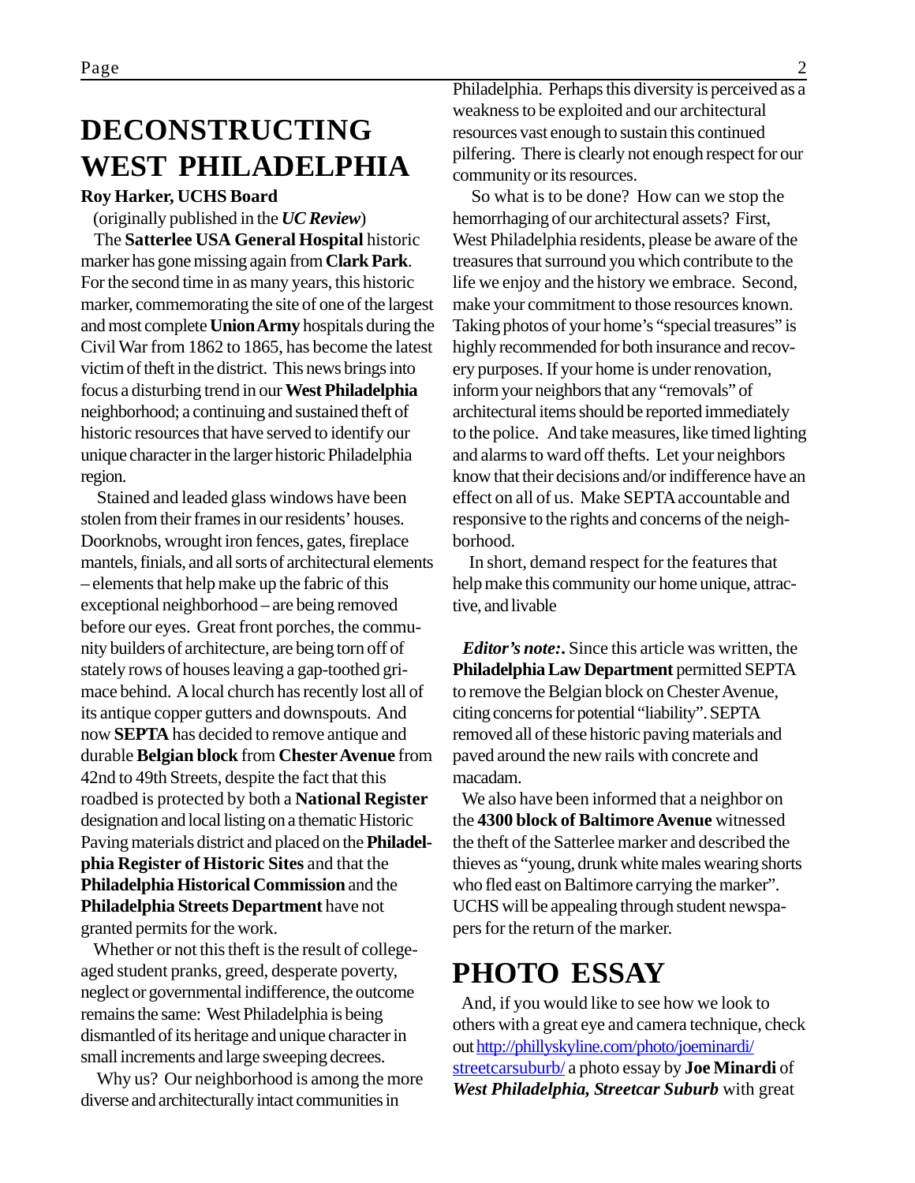# DECONSTRUCTING WEST PHILADELPHIA

**Roy Harker, UCHS Board**

(originally published in the ***UC Review***)

The **Satterlee USA General Hospital** historic marker has gone missing again from **Clark Park**. For the second time in as many years, this historic marker, commemorating the site of one of the largest and most complete **Union Army** hospitals during the Civil War from 1862 to 1865, has become the latest victim of theft in the district. This news brings into focus a disturbing trend in our **West Philadelphia** neighborhood; a continuing and sustained theft of historic resources that have served to identify our unique character in the larger historic Philadelphia region.

Stained and leaded glass windows have been stolen from their frames in our residents' houses. Doorknobs, wrought iron fences, gates, fireplace mantels, finials, and all sorts of architectural elements – elements that help make up the fabric of this exceptional neighborhood – are being removed before our eyes. Great front porches, the community builders of architecture, are being torn off of stately rows of houses leaving a gap-toothed grimace behind. A local church has recently lost all of its antique copper gutters and downspouts. And now **SEPTA** has decided to remove antique and durable **Belgian block** from **Chester Avenue** from 42nd to 49th Streets, despite the fact that this roadbed is protected by both a **National Register** designation and local listing on a thematic Historic Paving materials district and placed on the **Philadelphia Register of Historic Sites** and that the **Philadelphia Historical Commission** and the **Philadelphia Streets Department** have not granted permits for the work.

Whether or not this theft is the result of college-aged student pranks, greed, desperate poverty, neglect or governmental indifference, the outcome remains the same: West Philadelphia is being dismantled of its heritage and unique character in small increments and large sweeping decrees.

Why us? Our neighborhood is among the more diverse and architecturally intact communities in Philadelphia. Perhaps this diversity is perceived as a weakness to be exploited and our architectural resources vast enough to sustain this continued pilfering. There is clearly not enough respect for our community or its resources.

So what is to be done? How can we stop the hemorrhaging of our architectural assets? First, West Philadelphia residents, please be aware of the treasures that surround you which contribute to the life we enjoy and the history we embrace. Second, make your commitment to those resources known. Taking photos of your home's "special treasures" is highly recommended for both insurance and recovery purposes. If your home is under renovation, inform your neighbors that any "removals" of architectural items should be reported immediately to the police. And take measures, like timed lighting and alarms to ward off thefts. Let your neighbors know that their decisions and/or indifference have an effect on all of us. Make SEPTA accountable and responsive to the rights and concerns of the neighborhood.

In short, demand respect for the features that help make this community our home unique, attractive, and livable

***Editor's note:*.** Since this article was written, the **Philadelphia Law Department** permitted SEPTA to remove the Belgian block on Chester Avenue, citing concerns for potential "liability". SEPTA removed all of these historic paving materials and paved around the new rails with concrete and macadam.

We also have been informed that a neighbor on the **4300 block of Baltimore Avenue** witnessed the theft of the Satterlee marker and described the thieves as "young, drunk white males wearing shorts who fled east on Baltimore carrying the marker". UCHS will be appealing through student newspapers for the return of the marker.

# PHOTO ESSAY

And, if you would like to see how we look to others with a great eye and camera technique, check out http://phillyskyline.com/photo/joeminardi/streetcarsuburb/ a photo essay by **Joe Minardi** of ***West Philadelphia, Streetcar Suburb*** with great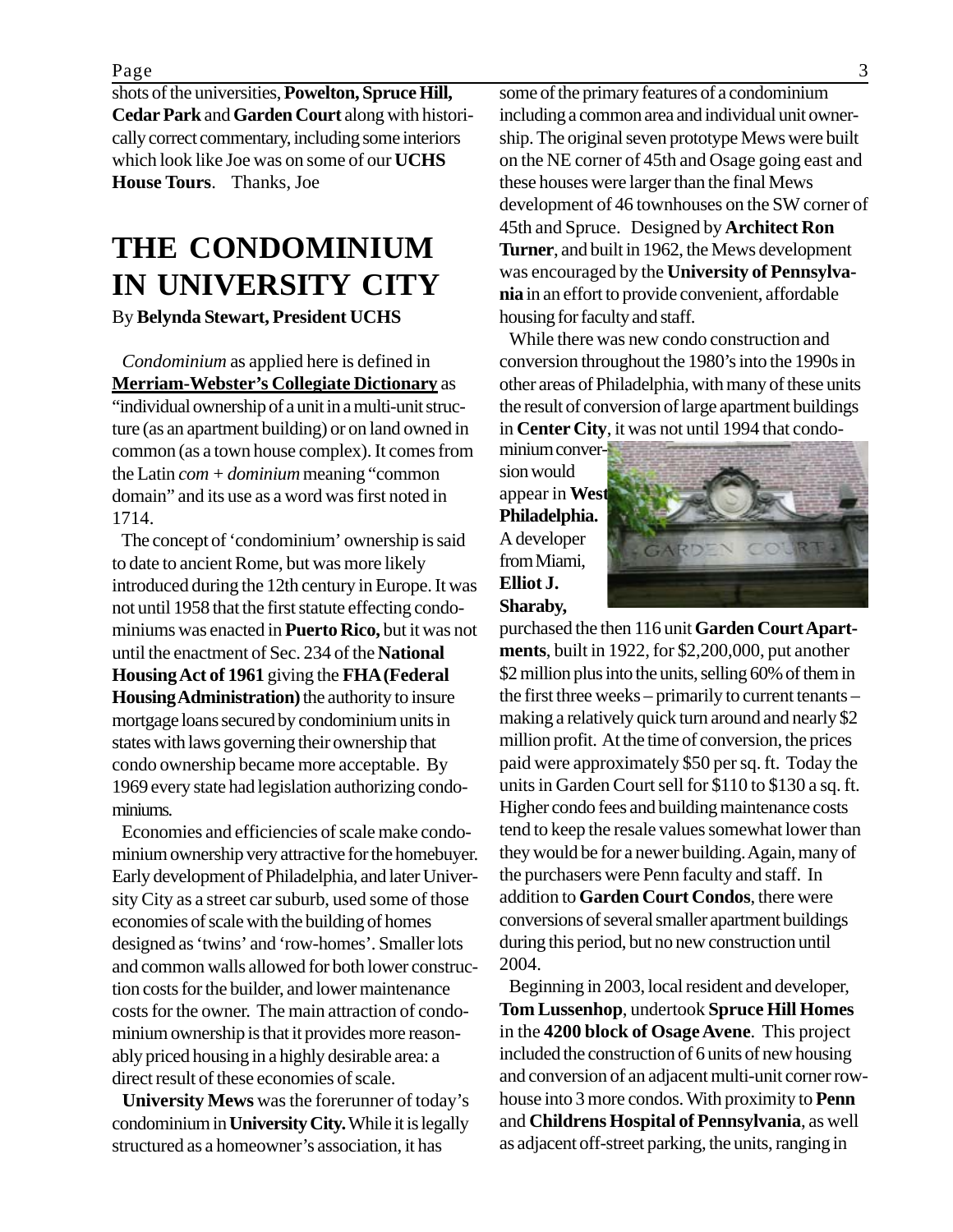shots of the universities, **Powelton, Spruce Hill, Cedar Park** and **Garden Court** along with historically correct commentary, including some interiors which look like Joe was on some of our **UCHS House Tours**. Thanks, Joe

# THE CONDOMINIUM IN UNIVERSITY CITY

By **Belynda Stewart, President UCHS**

*Condominium* as applied here is defined in **Merriam-Webster's Collegiate Dictionary** as "individual ownership of a unit in a multi-unit structure (as an apartment building) or on land owned in common (as a town house complex). It comes from the Latin *com* + *dominium* meaning "common domain" and its use as a word was first noted in 1714.

The concept of 'condominium' ownership is said to date to ancient Rome, but was more likely introduced during the 12th century in Europe. It was not until 1958 that the first statute effecting condominiums was enacted in **Puerto Rico,** but it was not until the enactment of Sec. 234 of the **National Housing Act of 1961** giving the **FHA (Federal Housing Administration)** the authority to insure mortgage loans secured by condominium units in states with laws governing their ownership that condo ownership became more acceptable. By 1969 every state had legislation authorizing condominiums.

Economies and efficiencies of scale make condominium ownership very attractive for the homebuyer. Early development of Philadelphia, and later University City as a street car suburb, used some of those economies of scale with the building of homes designed as 'twins' and 'row-homes'. Smaller lots and common walls allowed for both lower construction costs for the builder, and lower maintenance costs for the owner. The main attraction of condominium ownership is that it provides more reasonably priced housing in a highly desirable area: a direct result of these economies of scale.

**University Mews** was the forerunner of today's condominium in **University City.** While it is legally structured as a homeowner's association, it has some of the primary features of a condominium including a common area and individual unit ownership. The original seven prototype Mews were built on the NE corner of 45th and Osage going east and these houses were larger than the final Mews development of 46 townhouses on the SW corner of 45th and Spruce. Designed by **Architect Ron Turner**, and built in 1962, the Mews development was encouraged by the **University of Pennsylvania** in an effort to provide convenient, affordable housing for faculty and staff.

While there was new condo construction and conversion throughout the 1980's into the 1990s in other areas of Philadelphia, with many of these units the result of conversion of large apartment buildings in **Center City**, it was not until 1994 that condominium conversion would appear in **West Philadelphia.** A developer from Miami, **Elliot J. Sharaby,** purchased the then 116 unit **Garden Court Apartments**, built in 1922, for $2,200,000, put another $2 million plus into the units, selling 60% of them in the first three weeks – primarily to current tenants – making a relatively quick turn around and nearly $2 million profit. At the time of conversion, the prices paid were approximately $50 per sq. ft. Today the units in Garden Court sell for $110 to $130 a sq. ft. Higher condo fees and building maintenance costs tend to keep the resale values somewhat lower than they would be for a newer building. Again, many of the purchasers were Penn faculty and staff. In addition to **Garden Court Condos**, there were conversions of several smaller apartment buildings during this period, but no new construction until 2004.

Beginning in 2003, local resident and developer, **Tom Lussenhop**, undertook **Spruce Hill Homes** in the **4200 block of Osage Avene**. This project included the construction of 6 units of new housing and conversion of an adjacent multi-unit corner row-house into 3 more condos. With proximity to **Penn** and **Childrens Hospital of Pennsylvania**, as well as adjacent off-street parking, the units, ranging in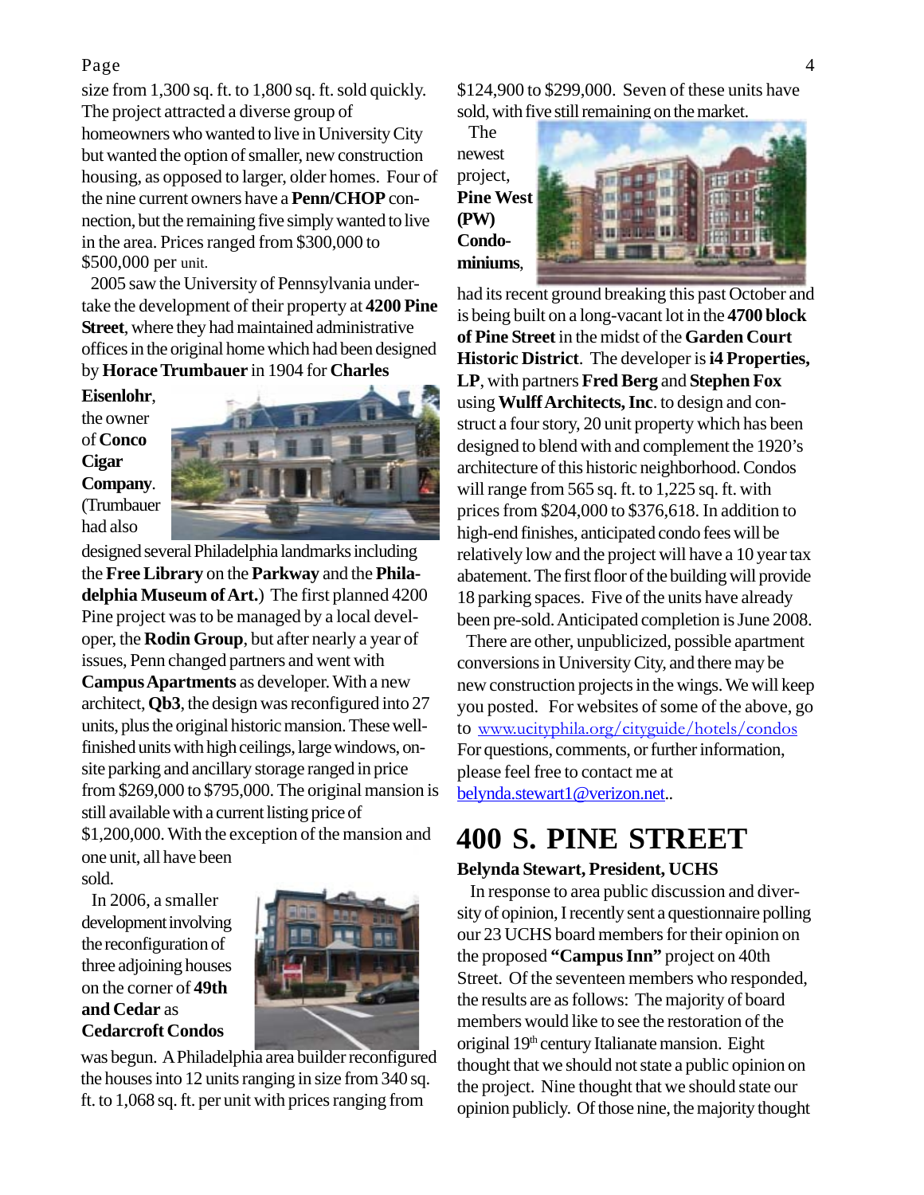size from 1,300 sq. ft. to 1,800 sq. ft. sold quickly. The project attracted a diverse group of homeowners who wanted to live in University City but wanted the option of smaller, new construction housing, as opposed to larger, older homes. Four of the nine current owners have a **Penn/CHOP** connection, but the remaining five simply wanted to live in the area. Prices ranged from $300,000 to $500,000 per unit.

2005 saw the University of Pennsylvania undertake the development of their property at **4200 Pine Street**, where they had maintained administrative offices in the original home which had been designed by **Horace Trumbauer** in 1904 for **Charles Eisenlohr**, the owner of **Conco Cigar Company**. (Trumbauer had also designed several Philadelphia landmarks including the **Free Library** on the **Parkway** and the **Philadelphia Museum of Art.**) The first planned 4200 Pine project was to be managed by a local developer, the **Rodin Group**, but after nearly a year of issues, Penn changed partners and went with **Campus Apartments** as developer. With a new architect, **Qb3**, the design was reconfigured into 27 units, plus the original historic mansion. These well-finished units with high ceilings, large windows, on-site parking and ancillary storage ranged in price from $269,000 to $795,000. The original mansion is still available with a current listing price of $1,200,000. With the exception of the mansion and one unit, all have been sold.

In 2006, a smaller development involving the reconfiguration of three adjoining houses on the corner of **49th and Cedar** as **Cedarcroft Condos** was begun. A Philadelphia area builder reconfigured the houses into 12 units ranging in size from 340 sq. ft. to 1,068 sq. ft. per unit with prices ranging from $124,900 to $299,000. Seven of these units have sold, with five still remaining on the market.

The newest project, **Pine West (PW) Condominiums**, had its recent ground breaking this past October and is being built on a long-vacant lot in the **4700 block of Pine Street** in the midst of the **Garden Court Historic District**. The developer is **i4 Properties, LP**, with partners **Fred Berg** and **Stephen Fox** using **Wulff Architects, Inc**. to design and construct a four story, 20 unit property which has been designed to blend with and complement the 1920's architecture of this historic neighborhood. Condos will range from 565 sq. ft. to 1,225 sq. ft. with prices from $204,000 to $376,618. In addition to high-end finishes, anticipated condo fees will be relatively low and the project will have a 10 year tax abatement. The first floor of the building will provide 18 parking spaces. Five of the units have already been pre-sold. Anticipated completion is June 2008.

There are other, unpublicized, possible apartment conversions in University City, and there may be new construction projects in the wings. We will keep you posted. For websites of some of the above, go to www.ucityphila.org/cityguide/hotels/condos For questions, comments, or further information, please feel free to contact me at belynda.stewart1@verizon.net..

# 400 S. PINE STREET

**Belynda Stewart, President, UCHS**

In response to area public discussion and diversity of opinion, I recently sent a questionnaire polling our 23 UCHS board members for their opinion on the proposed **"Campus Inn"** project on 40th Street. Of the seventeen members who responded, the results are as follows: The majority of board members would like to see the restoration of the original 19th century Italianate mansion. Eight thought that we should not state a public opinion on the project. Nine thought that we should state our opinion publicly. Of those nine, the majority thought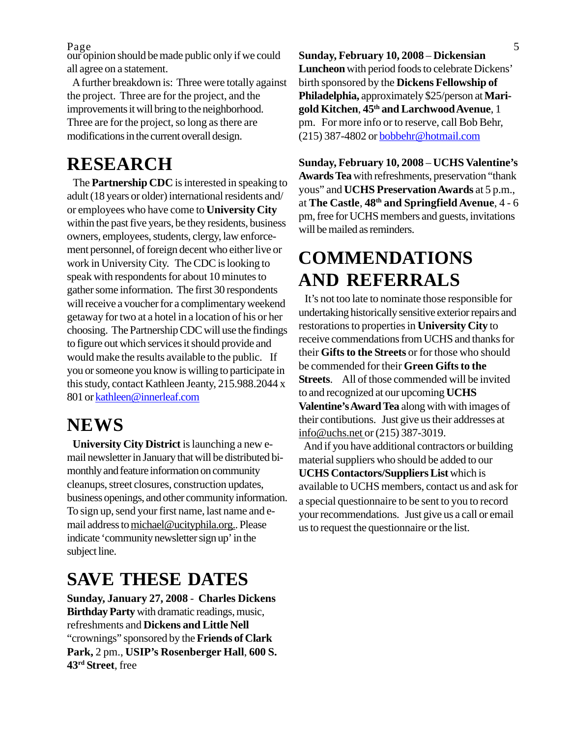our opinion should be made public only if we could all agree on a statement.

A further breakdown is: Three were totally against the project. Three are for the project, and the improvements it will bring to the neighborhood. Three are for the project, so long as there are modifications in the current overall design.

# RESEARCH

The **Partnership CDC** is interested in speaking to adult (18 years or older) international residents and/ or employees who have come to **University City** within the past five years, be they residents, business owners, employees, students, clergy, law enforcement personnel, of foreign decent who either live or work in University City. The CDC is looking to speak with respondents for about 10 minutes to gather some information. The first 30 respondents will receive a voucher for a complimentary weekend getaway for two at a hotel in a location of his or her choosing. The Partnership CDC will use the findings to figure out which services it should provide and would make the results available to the public. If you or someone you know is willing to participate in this study, contact Kathleen Jeanty, 215.988.2044 x 801 or kathleen@innerleaf.com

# NEWS

**University City District** is launching a new e-mail newsletter in January that will be distributed bi-monthly and feature information on community cleanups, street closures, construction updates, business openings, and other community information. To sign up, send your first name, last name and e-mail address to michael@ucityphila.org.. Please indicate 'community newsletter sign up' in the subject line.

# SAVE THESE DATES

**Sunday, January 27, 2008 - Charles Dickens Birthday Party** with dramatic readings, music, refreshments and **Dickens and Little Nell** "crownings" sponsored by the **Friends of Clark Park,** 2 pm., **USIP's Rosenberger Hall**, **600 S. 43rd Street**, free

**Sunday, February 10, 2008** – **Dickensian Luncheon** with period foods to celebrate Dickens' birth sponsored by the **Dickens Fellowship of Philadelphia,** approximately $25/person at **Marigold Kitchen**, **45th and Larchwood Avenue**, 1 pm. For more info or to reserve, call Bob Behr, (215) 387-4802 or bobbehr@hotmail.com

**Sunday, February 10, 2008** – **UCHS Valentine's Awards Tea** with refreshments, preservation "thank yous" and **UCHS Preservation Awards** at 5 p.m., at **The Castle**, **48th and Springfield Avenue**, 4 - 6 pm, free for UCHS members and guests, invitations will be mailed as reminders.

# COMMENDATIONS AND REFERRALS

It's not too late to nominate those responsible for undertaking historically sensitive exterior repairs and restorations to properties in **University City** to receive commendations from UCHS and thanks for their **Gifts to the Streets** or for those who should be commended for their **Green Gifts to the Streets**. All of those commended will be invited to and recognized at our upcoming **UCHS Valentine's Award Tea** along with with images of their contibutions. Just give us their addresses at info@uchs.net or (215) 387-3019.

And if you have additional contractors or building material suppliers who should be added to our **UCHS Contactors/Suppliers List** which is available to UCHS members, contact us and ask for a special questionnaire to be sent to you to record your recommendations. Just give us a call or email us to request the questionnaire or the list.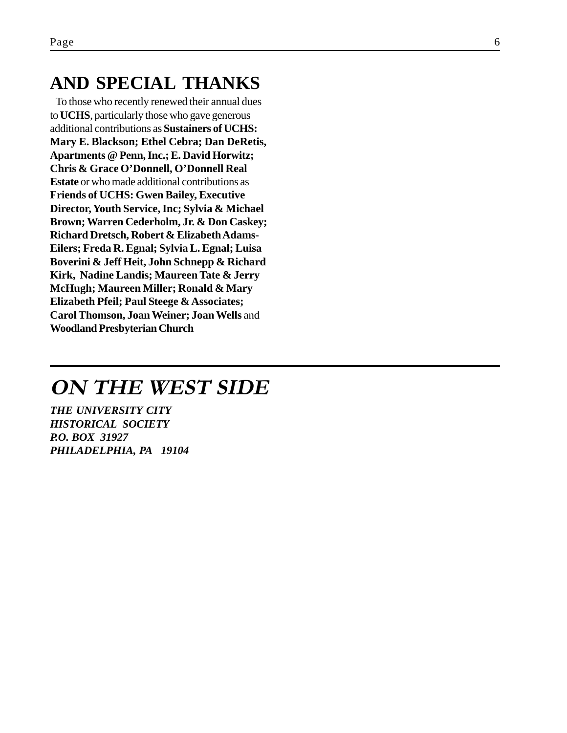## AND SPECIAL THANKS

To those who recently renewed their annual dues to **UCHS**, particularly those who gave generous additional contributions as **Sustainers of UCHS: Mary E. Blackson; Ethel Cebra; Dan DeRetis, Apartments @ Penn, Inc.; E. David Horwitz; Chris & Grace O'Donnell, O'Donnell Real Estate** or who made additional contributions as **Friends of UCHS: Gwen Bailey, Executive Director, Youth Service, Inc; Sylvia & Michael Brown; Warren Cederholm, Jr. & Don Caskey; Richard Dretsch, Robert & Elizabeth Adams-Eilers; Freda R. Egnal; Sylvia L. Egnal; Luisa Boverini & Jeff Heit, John Schnepp & Richard Kirk, Nadine Landis; Maureen Tate & Jerry McHugh; Maureen Miller; Ronald & Mary Elizabeth Pfeil; Paul Steege & Associates; Carol Thomson, Joan Weiner; Joan Wells** and **Woodland Presbyterian Church**

---

# *ON THE WEST SIDE*

***THE UNIVERSITY CITY HISTORICAL SOCIETY***
***P.O. BOX 31927***
***PHILADELPHIA, PA 19104***